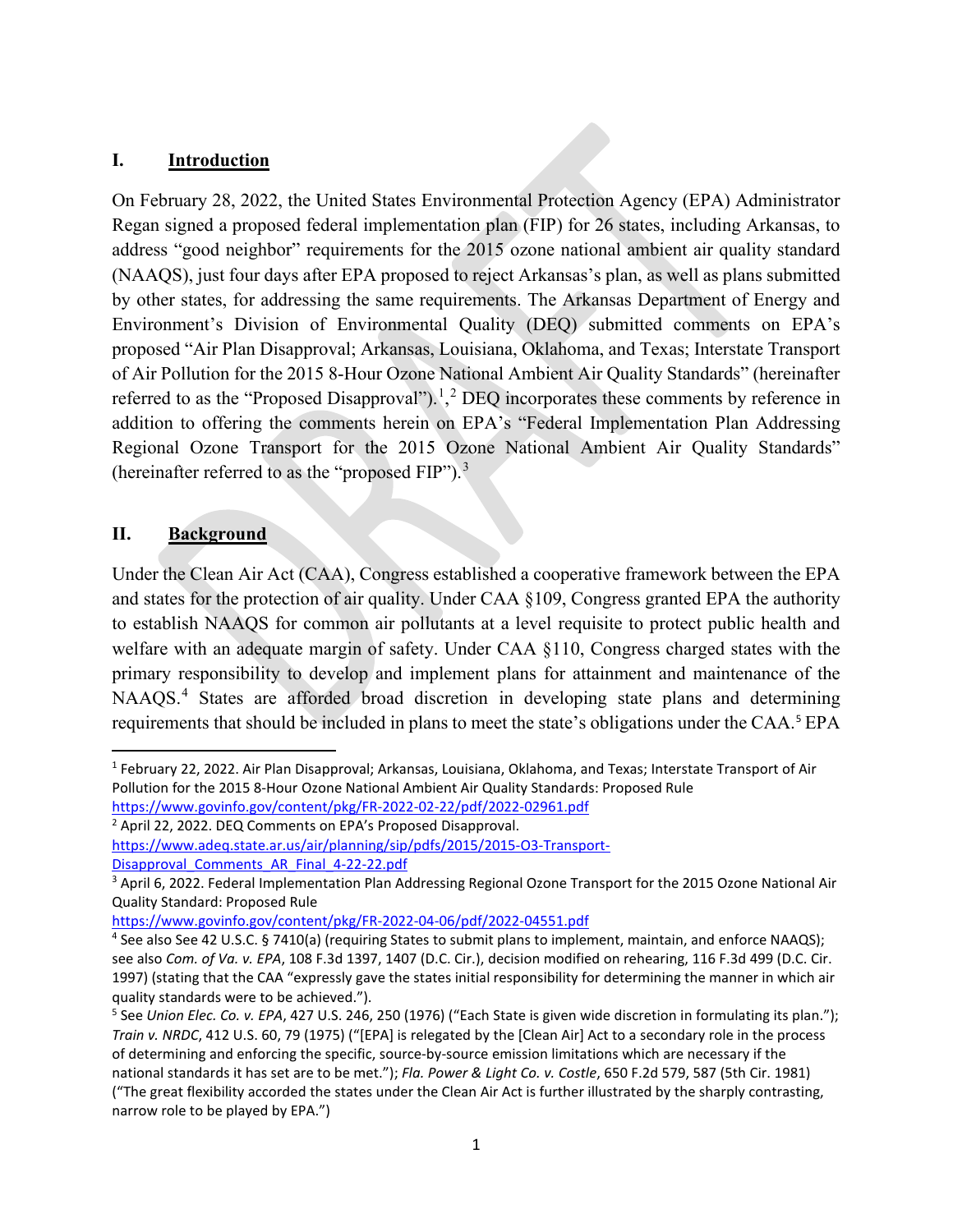## I. Introduction

On February 28, 2022, the United States Environmental Protection Agency (EPA) Administrator Regan signed a proposed federal implementation plan (FIP) for 26 states, including Arkansas, to address "good neighbor" requirements for the 2015 ozone national ambient air quality standard (NAAQS), just four days after EPA proposed to reject Arkansas's plan, as well as plans submitted by other states, for addressing the same requirements. The Arkansas Department of Energy and Environment's Division of Environmental Quality (DEQ) submitted comments on EPA's proposed "Air Plan Disapproval; Arkansas, Louisiana, Oklahoma, and Texas; Interstate Transport of Air Pollution for the 2015 8-Hour Ozone National Ambient Air Quality Standards" (hereinafter referred to as the "Proposed Disapproval").[1],[2] DEQ incorporates these comments by reference in addition to offering the comments herein on EPA's "Federal Implementation Plan Addressing Regional Ozone Transport for the 2015 Ozone National Ambient Air Quality Standards" (hereinafter referred to as the "proposed FIP").[3]

## II. Background

Under the Clean Air Act (CAA), Congress established a cooperative framework between the EPA and states for the protection of air quality. Under CAA §109, Congress granted EPA the authority to establish NAAQS for common air pollutants at a level requisite to protect public health and welfare with an adequate margin of safety. Under CAA §110, Congress charged states with the primary responsibility to develop and implement plans for attainment and maintenance of the NAAQS.[4] States are afforded broad discretion in developing state plans and determining requirements that should be included in plans to meet the state's obligations under the CAA.[5] EPA

---

[1] February 22, 2022. Air Plan Disapproval; Arkansas, Louisiana, Oklahoma, and Texas; Interstate Transport of Air Pollution for the 2015 8-Hour Ozone National Ambient Air Quality Standards: Proposed Rule https://www.govinfo.gov/content/pkg/FR-2022-02-22/pdf/2022-02961.pdf

[2] April 22, 2022. DEQ Comments on EPA's Proposed Disapproval. https://www.adeq.state.ar.us/air/planning/sip/pdfs/2015/2015-O3-Transport-Disapproval_Comments_AR_Final_4-22-22.pdf

[3] April 6, 2022. Federal Implementation Plan Addressing Regional Ozone Transport for the 2015 Ozone National Air Quality Standard: Proposed Rule https://www.govinfo.gov/content/pkg/FR-2022-04-06/pdf/2022-04551.pdf

[4] See also See 42 U.S.C. § 7410(a) (requiring States to submit plans to implement, maintain, and enforce NAAQS); see also *Com. of Va. v. EPA*, 108 F.3d 1397, 1407 (D.C. Cir.), decision modified on rehearing, 116 F.3d 499 (D.C. Cir. 1997) (stating that the CAA "expressly gave the states initial responsibility for determining the manner in which air quality standards were to be achieved.").

[5] See *Union Elec. Co. v. EPA*, 427 U.S. 246, 250 (1976) ("Each State is given wide discretion in formulating its plan."); *Train v. NRDC*, 412 U.S. 60, 79 (1975) ("[EPA] is relegated by the [Clean Air] Act to a secondary role in the process of determining and enforcing the specific, source-by-source emission limitations which are necessary if the national standards it has set are to be met."); *Fla. Power & Light Co. v. Costle*, 650 F.2d 579, 587 (5th Cir. 1981) ("The great flexibility accorded the states under the Clean Air Act is further illustrated by the sharply contrasting, narrow role to be played by EPA.")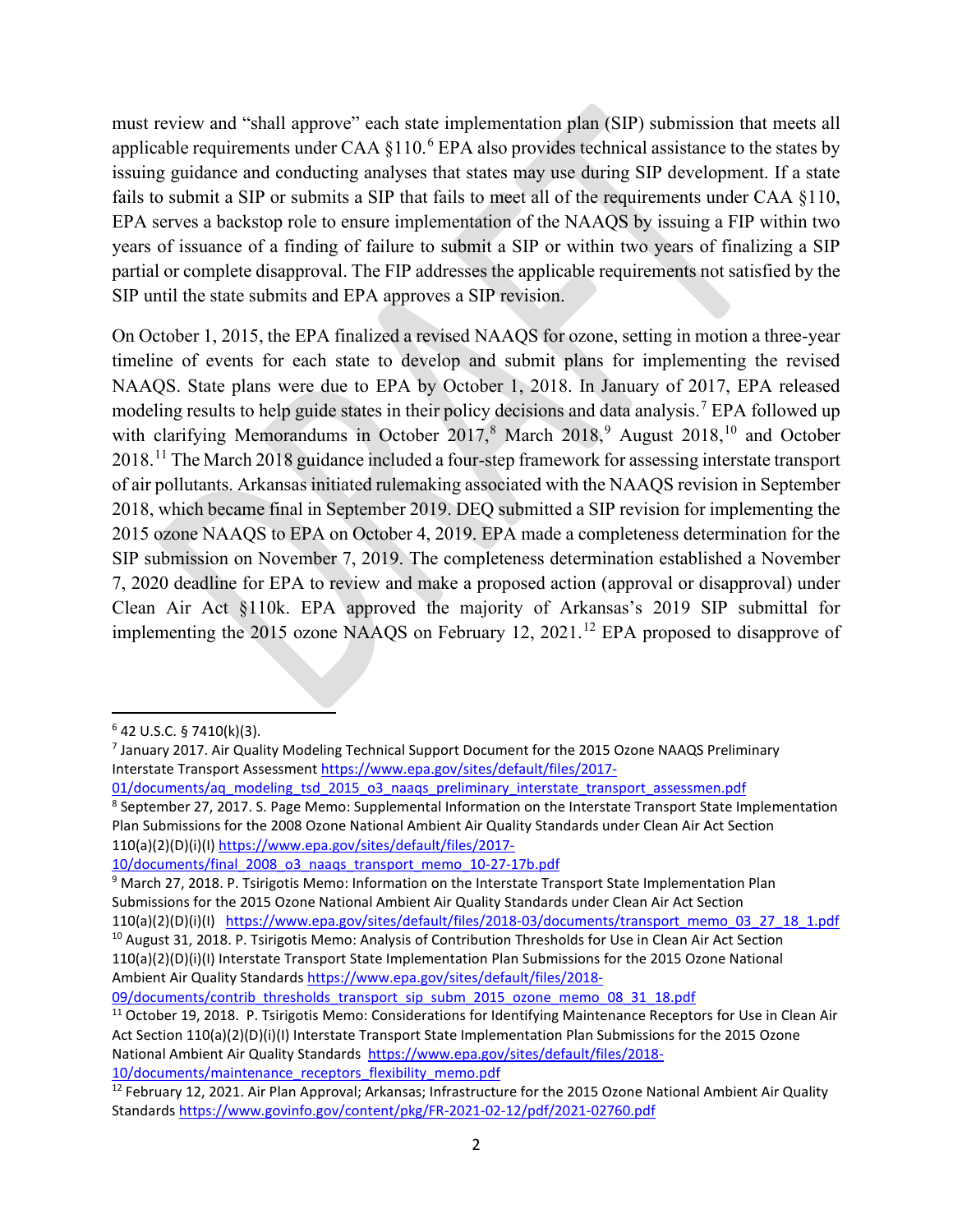must review and "shall approve" each state implementation plan (SIP) submission that meets all applicable requirements under CAA §110.[6] EPA also provides technical assistance to the states by issuing guidance and conducting analyses that states may use during SIP development. If a state fails to submit a SIP or submits a SIP that fails to meet all of the requirements under CAA §110, EPA serves a backstop role to ensure implementation of the NAAQS by issuing a FIP within two years of issuance of a finding of failure to submit a SIP or within two years of finalizing a SIP partial or complete disapproval. The FIP addresses the applicable requirements not satisfied by the SIP until the state submits and EPA approves a SIP revision.

On October 1, 2015, the EPA finalized a revised NAAQS for ozone, setting in motion a three-year timeline of events for each state to develop and submit plans for implementing the revised NAAQS. State plans were due to EPA by October 1, 2018. In January of 2017, EPA released modeling results to help guide states in their policy decisions and data analysis.[7] EPA followed up with clarifying Memorandums in October 2017,[8] March 2018,[9] August 2018,[10] and October 2018.[11] The March 2018 guidance included a four-step framework for assessing interstate transport of air pollutants. Arkansas initiated rulemaking associated with the NAAQS revision in September 2018, which became final in September 2019. DEQ submitted a SIP revision for implementing the 2015 ozone NAAQS to EPA on October 4, 2019. EPA made a completeness determination for the SIP submission on November 7, 2019. The completeness determination established a November 7, 2020 deadline for EPA to review and make a proposed action (approval or disapproval) under Clean Air Act §110k. EPA approved the majority of Arkansas's 2019 SIP submittal for implementing the 2015 ozone NAAQS on February 12, 2021.[12] EPA proposed to disapprove of

---

[6] 42 U.S.C. § 7410(k)(3).

[7] January 2017. Air Quality Modeling Technical Support Document for the 2015 Ozone NAAQS Preliminary Interstate Transport Assessment https://www.epa.gov/sites/default/files/2017-01/documents/aq_modeling_tsd_2015_o3_naaqs_preliminary_interstate_transport_assessmen.pdf

[8] September 27, 2017. S. Page Memo: Supplemental Information on the Interstate Transport State Implementation Plan Submissions for the 2008 Ozone National Ambient Air Quality Standards under Clean Air Act Section 110(a)(2)(D)(i)(I) https://www.epa.gov/sites/default/files/2017-10/documents/final_2008_o3_naaqs_transport_memo_10-27-17b.pdf

[9] March 27, 2018. P. Tsirigotis Memo: Information on the Interstate Transport State Implementation Plan Submissions for the 2015 Ozone National Ambient Air Quality Standards under Clean Air Act Section 110(a)(2)(D)(i)(I) https://www.epa.gov/sites/default/files/2018-03/documents/transport_memo_03_27_18_1.pdf

[10] August 31, 2018. P. Tsirigotis Memo: Analysis of Contribution Thresholds for Use in Clean Air Act Section 110(a)(2)(D)(i)(I) Interstate Transport State Implementation Plan Submissions for the 2015 Ozone National Ambient Air Quality Standards https://www.epa.gov/sites/default/files/2018-09/documents/contrib_thresholds_transport_sip_subm_2015_ozone_memo_08_31_18.pdf

[11] October 19, 2018. P. Tsirigotis Memo: Considerations for Identifying Maintenance Receptors for Use in Clean Air Act Section 110(a)(2)(D)(i)(I) Interstate Transport State Implementation Plan Submissions for the 2015 Ozone National Ambient Air Quality Standards https://www.epa.gov/sites/default/files/2018-10/documents/maintenance_receptors_flexibility_memo.pdf

[12] February 12, 2021. Air Plan Approval; Arkansas; Infrastructure for the 2015 Ozone National Ambient Air Quality Standards https://www.govinfo.gov/content/pkg/FR-2021-02-12/pdf/2021-02760.pdf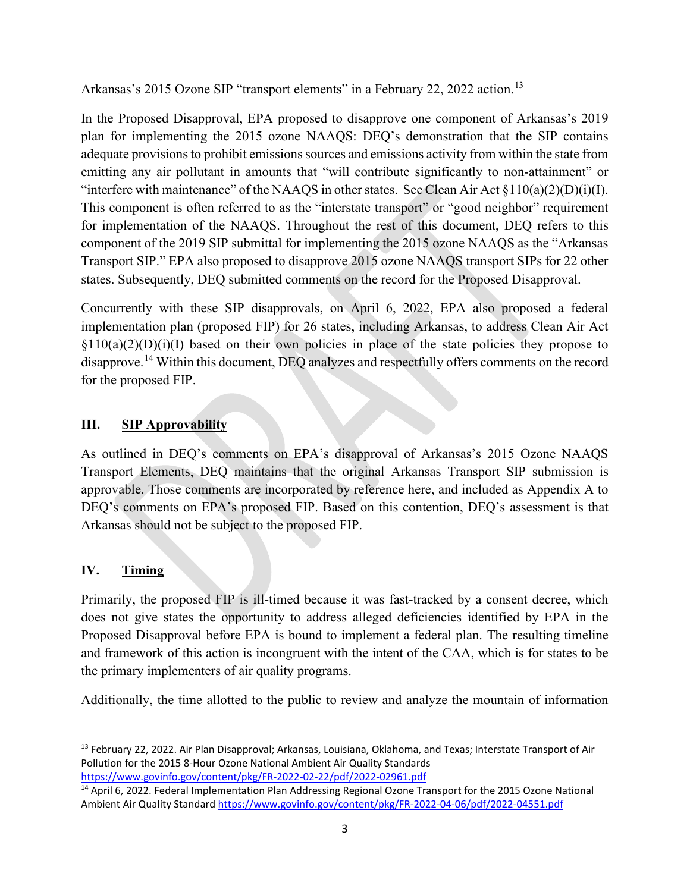Arkansas's 2015 Ozone SIP "transport elements" in a February 22, 2022 action.[13]

In the Proposed Disapproval, EPA proposed to disapprove one component of Arkansas's 2019 plan for implementing the 2015 ozone NAAQS: DEQ's demonstration that the SIP contains adequate provisions to prohibit emissions sources and emissions activity from within the state from emitting any air pollutant in amounts that "will contribute significantly to non-attainment" or "interfere with maintenance" of the NAAQS in other states. See Clean Air Act §110(a)(2)(D)(i)(I). This component is often referred to as the "interstate transport" or "good neighbor" requirement for implementation of the NAAQS. Throughout the rest of this document, DEQ refers to this component of the 2019 SIP submittal for implementing the 2015 ozone NAAQS as the "Arkansas Transport SIP." EPA also proposed to disapprove 2015 ozone NAAQS transport SIPs for 22 other states. Subsequently, DEQ submitted comments on the record for the Proposed Disapproval.

Concurrently with these SIP disapprovals, on April 6, 2022, EPA also proposed a federal implementation plan (proposed FIP) for 26 states, including Arkansas, to address Clean Air Act §110(a)(2)(D)(i)(I) based on their own policies in place of the state policies they propose to disapprove.[14] Within this document, DEQ analyzes and respectfully offers comments on the record for the proposed FIP.

## III. SIP Approvability

As outlined in DEQ's comments on EPA's disapproval of Arkansas's 2015 Ozone NAAQS Transport Elements, DEQ maintains that the original Arkansas Transport SIP submission is approvable. Those comments are incorporated by reference here, and included as Appendix A to DEQ's comments on EPA's proposed FIP. Based on this contention, DEQ's assessment is that Arkansas should not be subject to the proposed FIP.

## IV. Timing

Primarily, the proposed FIP is ill-timed because it was fast-tracked by a consent decree, which does not give states the opportunity to address alleged deficiencies identified by EPA in the Proposed Disapproval before EPA is bound to implement a federal plan. The resulting timeline and framework of this action is incongruent with the intent of the CAA, which is for states to be the primary implementers of air quality programs.

Additionally, the time allotted to the public to review and analyze the mountain of information

---

[13] February 22, 2022. Air Plan Disapproval; Arkansas, Louisiana, Oklahoma, and Texas; Interstate Transport of Air Pollution for the 2015 8-Hour Ozone National Ambient Air Quality Standards https://www.govinfo.gov/content/pkg/FR-2022-02-22/pdf/2022-02961.pdf

[14] April 6, 2022. Federal Implementation Plan Addressing Regional Ozone Transport for the 2015 Ozone National Ambient Air Quality Standard https://www.govinfo.gov/content/pkg/FR-2022-04-06/pdf/2022-04551.pdf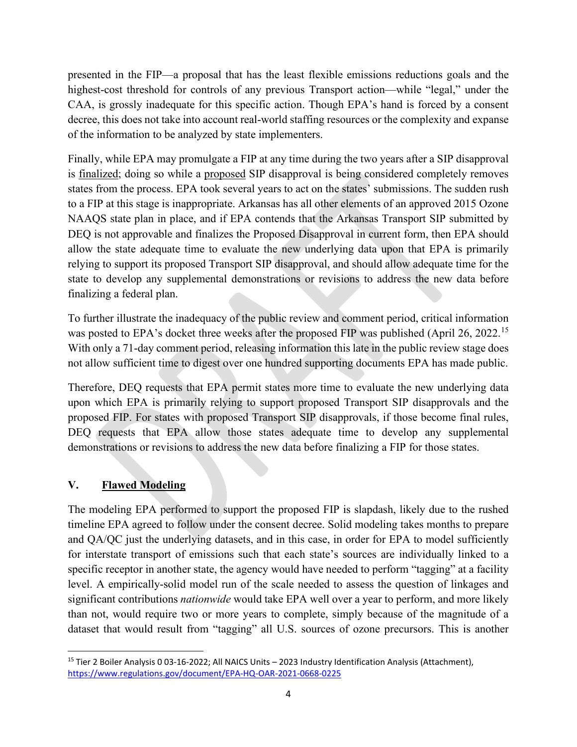presented in the FIP—a proposal that has the least flexible emissions reductions goals and the highest-cost threshold for controls of any previous Transport action—while "legal," under the CAA, is grossly inadequate for this specific action. Though EPA's hand is forced by a consent decree, this does not take into account real-world staffing resources or the complexity and expanse of the information to be analyzed by state implementers.

Finally, while EPA may promulgate a FIP at any time during the two years after a SIP disapproval is finalized; doing so while a proposed SIP disapproval is being considered completely removes states from the process. EPA took several years to act on the states' submissions. The sudden rush to a FIP at this stage is inappropriate. Arkansas has all other elements of an approved 2015 Ozone NAAQS state plan in place, and if EPA contends that the Arkansas Transport SIP submitted by DEQ is not approvable and finalizes the Proposed Disapproval in current form, then EPA should allow the state adequate time to evaluate the new underlying data upon that EPA is primarily relying to support its proposed Transport SIP disapproval, and should allow adequate time for the state to develop any supplemental demonstrations or revisions to address the new data before finalizing a federal plan.

To further illustrate the inadequacy of the public review and comment period, critical information was posted to EPA's docket three weeks after the proposed FIP was published (April 26, 2022.[15] With only a 71-day comment period, releasing information this late in the public review stage does not allow sufficient time to digest over one hundred supporting documents EPA has made public.

Therefore, DEQ requests that EPA permit states more time to evaluate the new underlying data upon which EPA is primarily relying to support proposed Transport SIP disapprovals and the proposed FIP. For states with proposed Transport SIP disapprovals, if those become final rules, DEQ requests that EPA allow those states adequate time to develop any supplemental demonstrations or revisions to address the new data before finalizing a FIP for those states.

## V. Flawed Modeling

The modeling EPA performed to support the proposed FIP is slapdash, likely due to the rushed timeline EPA agreed to follow under the consent decree. Solid modeling takes months to prepare and QA/QC just the underlying datasets, and in this case, in order for EPA to model sufficiently for interstate transport of emissions such that each state's sources are individually linked to a specific receptor in another state, the agency would have needed to perform "tagging" at a facility level. A empirically-solid model run of the scale needed to assess the question of linkages and significant contributions *nationwide* would take EPA well over a year to perform, and more likely than not, would require two or more years to complete, simply because of the magnitude of a dataset that would result from "tagging" all U.S. sources of ozone precursors. This is another

---

[15] Tier 2 Boiler Analysis 0 03-16-2022; All NAICS Units – 2023 Industry Identification Analysis (Attachment), https://www.regulations.gov/document/EPA-HQ-OAR-2021-0668-0225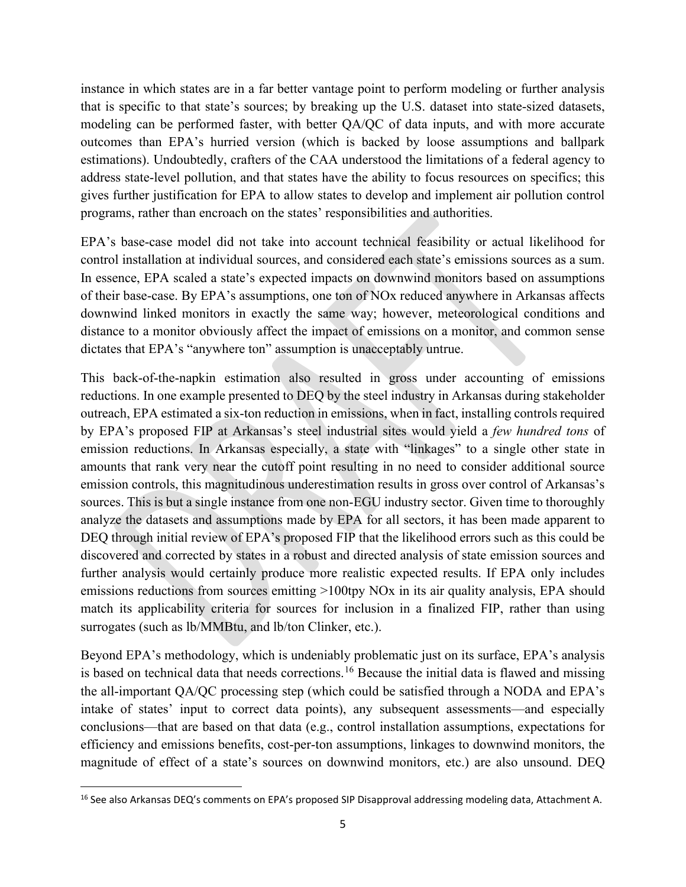instance in which states are in a far better vantage point to perform modeling or further analysis that is specific to that state's sources; by breaking up the U.S. dataset into state-sized datasets, modeling can be performed faster, with better QA/QC of data inputs, and with more accurate outcomes than EPA's hurried version (which is backed by loose assumptions and ballpark estimations). Undoubtedly, crafters of the CAA understood the limitations of a federal agency to address state-level pollution, and that states have the ability to focus resources on specifics; this gives further justification for EPA to allow states to develop and implement air pollution control programs, rather than encroach on the states' responsibilities and authorities.

EPA's base-case model did not take into account technical feasibility or actual likelihood for control installation at individual sources, and considered each state's emissions sources as a sum. In essence, EPA scaled a state's expected impacts on downwind monitors based on assumptions of their base-case. By EPA's assumptions, one ton of NOx reduced anywhere in Arkansas affects downwind linked monitors in exactly the same way; however, meteorological conditions and distance to a monitor obviously affect the impact of emissions on a monitor, and common sense dictates that EPA's "anywhere ton" assumption is unacceptably untrue.

This back-of-the-napkin estimation also resulted in gross under accounting of emissions reductions. In one example presented to DEQ by the steel industry in Arkansas during stakeholder outreach, EPA estimated a six-ton reduction in emissions, when in fact, installing controls required by EPA's proposed FIP at Arkansas's steel industrial sites would yield a *few hundred tons* of emission reductions. In Arkansas especially, a state with "linkages" to a single other state in amounts that rank very near the cutoff point resulting in no need to consider additional source emission controls, this magnitudinous underestimation results in gross over control of Arkansas's sources. This is but a single instance from one non-EGU industry sector. Given time to thoroughly analyze the datasets and assumptions made by EPA for all sectors, it has been made apparent to DEQ through initial review of EPA's proposed FIP that the likelihood errors such as this could be discovered and corrected by states in a robust and directed analysis of state emission sources and further analysis would certainly produce more realistic expected results. If EPA only includes emissions reductions from sources emitting >100tpy NOx in its air quality analysis, EPA should match its applicability criteria for sources for inclusion in a finalized FIP, rather than using surrogates (such as lb/MMBtu, and lb/ton Clinker, etc.).

Beyond EPA's methodology, which is undeniably problematic just on its surface, EPA's analysis is based on technical data that needs corrections.[16] Because the initial data is flawed and missing the all-important QA/QC processing step (which could be satisfied through a NODA and EPA's intake of states' input to correct data points), any subsequent assessments—and especially conclusions—that are based on that data (e.g., control installation assumptions, expectations for efficiency and emissions benefits, cost-per-ton assumptions, linkages to downwind monitors, the magnitude of effect of a state's sources on downwind monitors, etc.) are also unsound. DEQ

[16] See also Arkansas DEQ's comments on EPA's proposed SIP Disapproval addressing modeling data, Attachment A.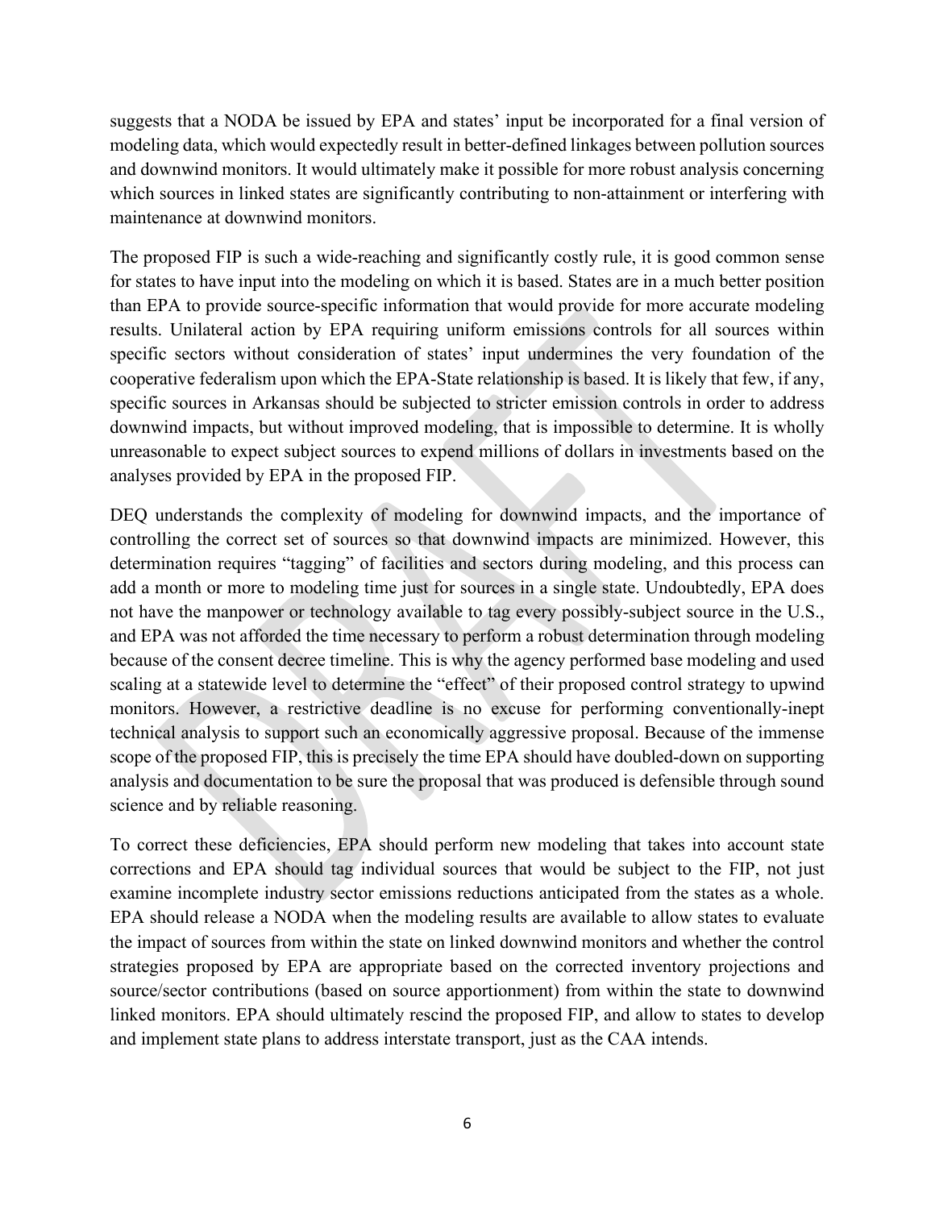suggests that a NODA be issued by EPA and states' input be incorporated for a final version of modeling data, which would expectedly result in better-defined linkages between pollution sources and downwind monitors. It would ultimately make it possible for more robust analysis concerning which sources in linked states are significantly contributing to non-attainment or interfering with maintenance at downwind monitors.

The proposed FIP is such a wide-reaching and significantly costly rule, it is good common sense for states to have input into the modeling on which it is based. States are in a much better position than EPA to provide source-specific information that would provide for more accurate modeling results. Unilateral action by EPA requiring uniform emissions controls for all sources within specific sectors without consideration of states' input undermines the very foundation of the cooperative federalism upon which the EPA-State relationship is based. It is likely that few, if any, specific sources in Arkansas should be subjected to stricter emission controls in order to address downwind impacts, but without improved modeling, that is impossible to determine. It is wholly unreasonable to expect subject sources to expend millions of dollars in investments based on the analyses provided by EPA in the proposed FIP.

DEQ understands the complexity of modeling for downwind impacts, and the importance of controlling the correct set of sources so that downwind impacts are minimized. However, this determination requires "tagging" of facilities and sectors during modeling, and this process can add a month or more to modeling time just for sources in a single state. Undoubtedly, EPA does not have the manpower or technology available to tag every possibly-subject source in the U.S., and EPA was not afforded the time necessary to perform a robust determination through modeling because of the consent decree timeline. This is why the agency performed base modeling and used scaling at a statewide level to determine the "effect" of their proposed control strategy to upwind monitors. However, a restrictive deadline is no excuse for performing conventionally-inept technical analysis to support such an economically aggressive proposal. Because of the immense scope of the proposed FIP, this is precisely the time EPA should have doubled-down on supporting analysis and documentation to be sure the proposal that was produced is defensible through sound science and by reliable reasoning.

To correct these deficiencies, EPA should perform new modeling that takes into account state corrections and EPA should tag individual sources that would be subject to the FIP, not just examine incomplete industry sector emissions reductions anticipated from the states as a whole. EPA should release a NODA when the modeling results are available to allow states to evaluate the impact of sources from within the state on linked downwind monitors and whether the control strategies proposed by EPA are appropriate based on the corrected inventory projections and source/sector contributions (based on source apportionment) from within the state to downwind linked monitors. EPA should ultimately rescind the proposed FIP, and allow to states to develop and implement state plans to address interstate transport, just as the CAA intends.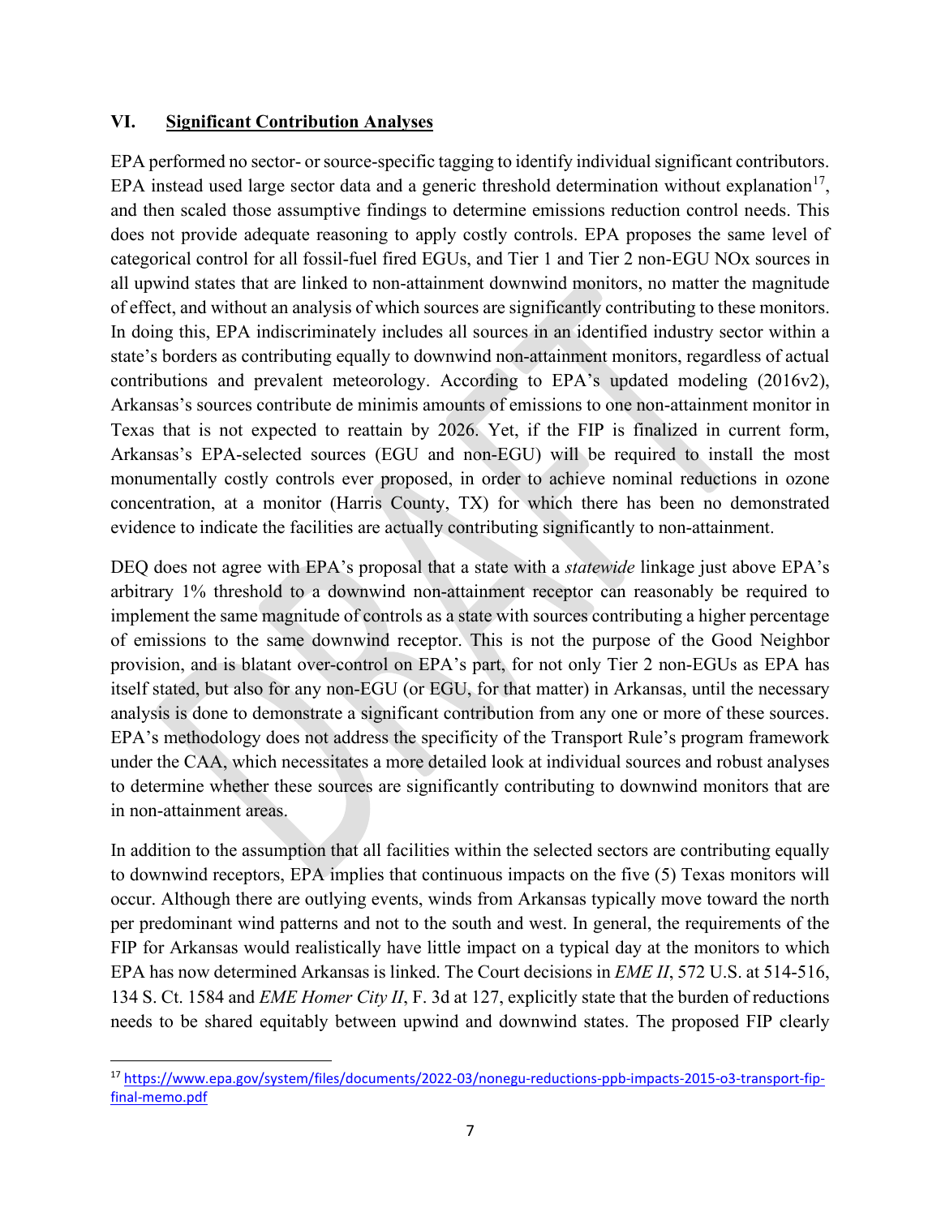## VI. Significant Contribution Analyses

EPA performed no sector- or source-specific tagging to identify individual significant contributors. EPA instead used large sector data and a generic threshold determination without explanation[17], and then scaled those assumptive findings to determine emissions reduction control needs. This does not provide adequate reasoning to apply costly controls. EPA proposes the same level of categorical control for all fossil-fuel fired EGUs, and Tier 1 and Tier 2 non-EGU NOx sources in all upwind states that are linked to non-attainment downwind monitors, no matter the magnitude of effect, and without an analysis of which sources are significantly contributing to these monitors. In doing this, EPA indiscriminately includes all sources in an identified industry sector within a state's borders as contributing equally to downwind non-attainment monitors, regardless of actual contributions and prevalent meteorology. According to EPA's updated modeling (2016v2), Arkansas's sources contribute de minimis amounts of emissions to one non-attainment monitor in Texas that is not expected to reattain by 2026. Yet, if the FIP is finalized in current form, Arkansas's EPA-selected sources (EGU and non-EGU) will be required to install the most monumentally costly controls ever proposed, in order to achieve nominal reductions in ozone concentration, at a monitor (Harris County, TX) for which there has been no demonstrated evidence to indicate the facilities are actually contributing significantly to non-attainment.

DEQ does not agree with EPA's proposal that a state with a *statewide* linkage just above EPA's arbitrary 1% threshold to a downwind non-attainment receptor can reasonably be required to implement the same magnitude of controls as a state with sources contributing a higher percentage of emissions to the same downwind receptor. This is not the purpose of the Good Neighbor provision, and is blatant over-control on EPA's part, for not only Tier 2 non-EGUs as EPA has itself stated, but also for any non-EGU (or EGU, for that matter) in Arkansas, until the necessary analysis is done to demonstrate a significant contribution from any one or more of these sources. EPA's methodology does not address the specificity of the Transport Rule's program framework under the CAA, which necessitates a more detailed look at individual sources and robust analyses to determine whether these sources are significantly contributing to downwind monitors that are in non-attainment areas.

In addition to the assumption that all facilities within the selected sectors are contributing equally to downwind receptors, EPA implies that continuous impacts on the five (5) Texas monitors will occur. Although there are outlying events, winds from Arkansas typically move toward the north per predominant wind patterns and not to the south and west. In general, the requirements of the FIP for Arkansas would realistically have little impact on a typical day at the monitors to which EPA has now determined Arkansas is linked. The Court decisions in *EME II*, 572 U.S. at 514-516, 134 S. Ct. 1584 and *EME Homer City II*, F. 3d at 127, explicitly state that the burden of reductions needs to be shared equitably between upwind and downwind states. The proposed FIP clearly

[17] https://www.epa.gov/system/files/documents/2022-03/nonegu-reductions-ppb-impacts-2015-o3-transport-fip-final-memo.pdf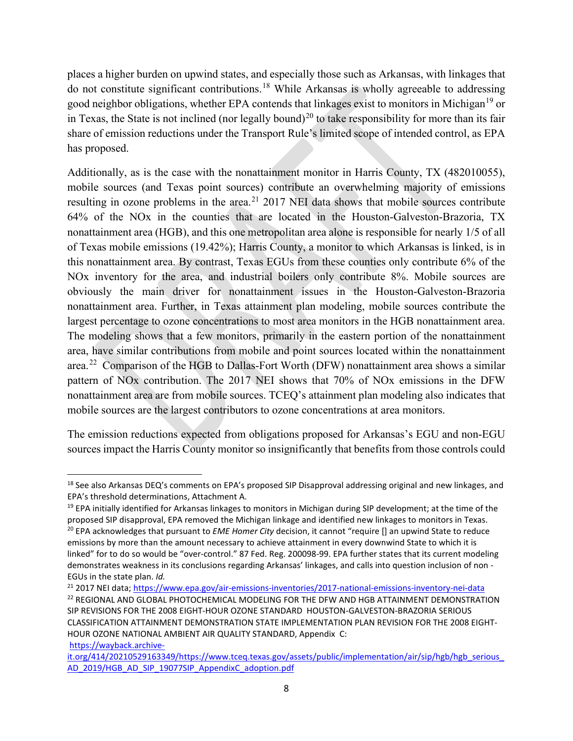places a higher burden on upwind states, and especially those such as Arkansas, with linkages that do not constitute significant contributions.[18] While Arkansas is wholly agreeable to addressing good neighbor obligations, whether EPA contends that linkages exist to monitors in Michigan[19] or in Texas, the State is not inclined (nor legally bound)[20] to take responsibility for more than its fair share of emission reductions under the Transport Rule's limited scope of intended control, as EPA has proposed.

Additionally, as is the case with the nonattainment monitor in Harris County, TX (482010055), mobile sources (and Texas point sources) contribute an overwhelming majority of emissions resulting in ozone problems in the area.[21] 2017 NEI data shows that mobile sources contribute 64% of the NOx in the counties that are located in the Houston-Galveston-Brazoria, TX nonattainment area (HGB), and this one metropolitan area alone is responsible for nearly 1/5 of all of Texas mobile emissions (19.42%); Harris County, a monitor to which Arkansas is linked, is in this nonattainment area. By contrast, Texas EGUs from these counties only contribute 6% of the NOx inventory for the area, and industrial boilers only contribute 8%. Mobile sources are obviously the main driver for nonattainment issues in the Houston-Galveston-Brazoria nonattainment area. Further, in Texas attainment plan modeling, mobile sources contribute the largest percentage to ozone concentrations to most area monitors in the HGB nonattainment area. The modeling shows that a few monitors, primarily in the eastern portion of the nonattainment area, have similar contributions from mobile and point sources located within the nonattainment area.[22] Comparison of the HGB to Dallas-Fort Worth (DFW) nonattainment area shows a similar pattern of NOx contribution. The 2017 NEI shows that 70% of NOx emissions in the DFW nonattainment area are from mobile sources. TCEQ's attainment plan modeling also indicates that mobile sources are the largest contributors to ozone concentrations at area monitors.

The emission reductions expected from obligations proposed for Arkansas's EGU and non-EGU sources impact the Harris County monitor so insignificantly that benefits from those controls could

---

[18] See also Arkansas DEQ's comments on EPA's proposed SIP Disapproval addressing original and new linkages, and EPA's threshold determinations, Attachment A.

[19] EPA initially identified for Arkansas linkages to monitors in Michigan during SIP development; at the time of the proposed SIP disapproval, EPA removed the Michigan linkage and identified new linkages to monitors in Texas.

[20] EPA acknowledges that pursuant to *EME Homer City* decision, it cannot "require [] an upwind State to reduce emissions by more than the amount necessary to achieve attainment in every downwind State to which it is linked" for to do so would be "over-control." 87 Fed. Reg. 200098-99. EPA further states that its current modeling demonstrates weakness in its conclusions regarding Arkansas' linkages, and calls into question inclusion of non-EGUs in the state plan. *Id.*

[21] 2017 NEI data; https://www.epa.gov/air-emissions-inventories/2017-national-emissions-inventory-nei-data

[22] REGIONAL AND GLOBAL PHOTOCHEMICAL MODELING FOR THE DFW AND HGB ATTAINMENT DEMONSTRATION SIP REVISIONS FOR THE 2008 EIGHT-HOUR OZONE STANDARD HOUSTON-GALVESTON-BRAZORIA SERIOUS CLASSIFICATION ATTAINMENT DEMONSTRATION STATE IMPLEMENTATION PLAN REVISION FOR THE 2008 EIGHT-HOUR OZONE NATIONAL AMBIENT AIR QUALITY STANDARD, Appendix C: https://wayback.archive-it.org/414/20210529163349/https://www.tceq.texas.gov/assets/public/implementation/air/sip/hgb/hgb_serious_AD_2019/HGB_AD_SIP_19077SIP_AppendixC_adoption.pdf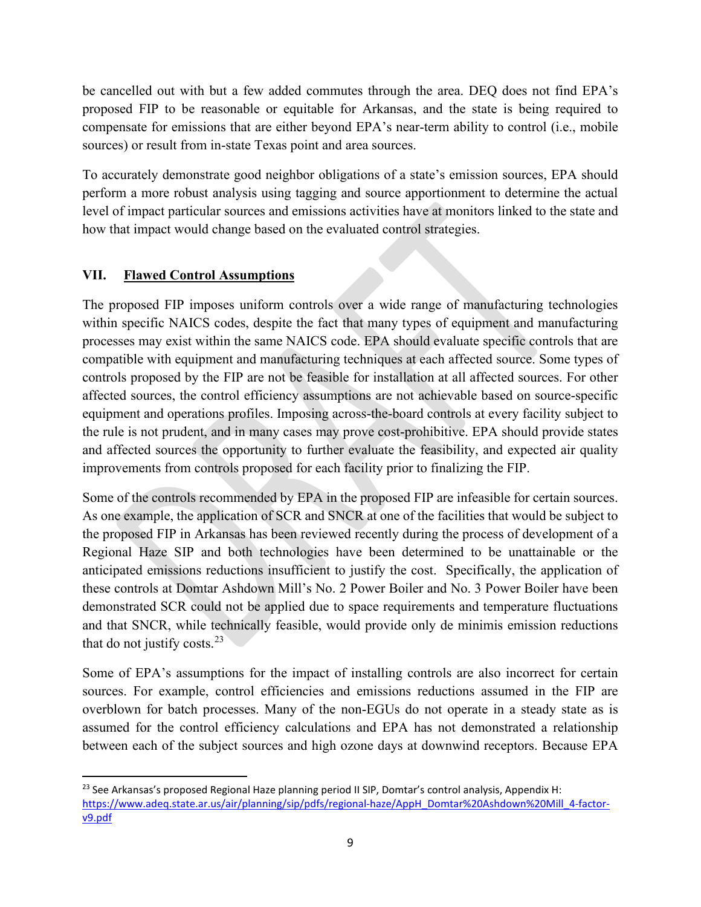be cancelled out with but a few added commutes through the area. DEQ does not find EPA's proposed FIP to be reasonable or equitable for Arkansas, and the state is being required to compensate for emissions that are either beyond EPA's near-term ability to control (i.e., mobile sources) or result from in-state Texas point and area sources.

To accurately demonstrate good neighbor obligations of a state's emission sources, EPA should perform a more robust analysis using tagging and source apportionment to determine the actual level of impact particular sources and emissions activities have at monitors linked to the state and how that impact would change based on the evaluated control strategies.

## VII. Flawed Control Assumptions

The proposed FIP imposes uniform controls over a wide range of manufacturing technologies within specific NAICS codes, despite the fact that many types of equipment and manufacturing processes may exist within the same NAICS code. EPA should evaluate specific controls that are compatible with equipment and manufacturing techniques at each affected source. Some types of controls proposed by the FIP are not be feasible for installation at all affected sources. For other affected sources, the control efficiency assumptions are not achievable based on source-specific equipment and operations profiles. Imposing across-the-board controls at every facility subject to the rule is not prudent, and in many cases may prove cost-prohibitive. EPA should provide states and affected sources the opportunity to further evaluate the feasibility, and expected air quality improvements from controls proposed for each facility prior to finalizing the FIP.

Some of the controls recommended by EPA in the proposed FIP are infeasible for certain sources. As one example, the application of SCR and SNCR at one of the facilities that would be subject to the proposed FIP in Arkansas has been reviewed recently during the process of development of a Regional Haze SIP and both technologies have been determined to be unattainable or the anticipated emissions reductions insufficient to justify the cost. Specifically, the application of these controls at Domtar Ashdown Mill's No. 2 Power Boiler and No. 3 Power Boiler have been demonstrated SCR could not be applied due to space requirements and temperature fluctuations and that SNCR, while technically feasible, would provide only de minimis emission reductions that do not justify costs.[23]

Some of EPA's assumptions for the impact of installing controls are also incorrect for certain sources. For example, control efficiencies and emissions reductions assumed in the FIP are overblown for batch processes. Many of the non-EGUs do not operate in a steady state as is assumed for the control efficiency calculations and EPA has not demonstrated a relationship between each of the subject sources and high ozone days at downwind receptors. Because EPA

---

[23] See Arkansas's proposed Regional Haze planning period II SIP, Domtar's control analysis, Appendix H: https://www.adeq.state.ar.us/air/planning/sip/pdfs/regional-haze/AppH_Domtar%20Ashdown%20Mill_4-factor-v9.pdf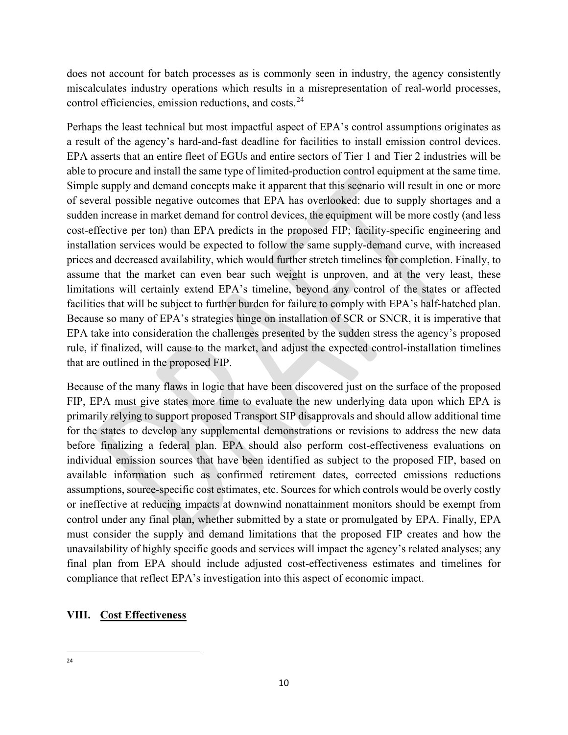does not account for batch processes as is commonly seen in industry, the agency consistently miscalculates industry operations which results in a misrepresentation of real-world processes, control efficiencies, emission reductions, and costs.[24]

Perhaps the least technical but most impactful aspect of EPA's control assumptions originates as a result of the agency's hard-and-fast deadline for facilities to install emission control devices. EPA asserts that an entire fleet of EGUs and entire sectors of Tier 1 and Tier 2 industries will be able to procure and install the same type of limited-production control equipment at the same time. Simple supply and demand concepts make it apparent that this scenario will result in one or more of several possible negative outcomes that EPA has overlooked: due to supply shortages and a sudden increase in market demand for control devices, the equipment will be more costly (and less cost-effective per ton) than EPA predicts in the proposed FIP; facility-specific engineering and installation services would be expected to follow the same supply-demand curve, with increased prices and decreased availability, which would further stretch timelines for completion. Finally, to assume that the market can even bear such weight is unproven, and at the very least, these limitations will certainly extend EPA's timeline, beyond any control of the states or affected facilities that will be subject to further burden for failure to comply with EPA's half-hatched plan. Because so many of EPA's strategies hinge on installation of SCR or SNCR, it is imperative that EPA take into consideration the challenges presented by the sudden stress the agency's proposed rule, if finalized, will cause to the market, and adjust the expected control-installation timelines that are outlined in the proposed FIP.

Because of the many flaws in logic that have been discovered just on the surface of the proposed FIP, EPA must give states more time to evaluate the new underlying data upon which EPA is primarily relying to support proposed Transport SIP disapprovals and should allow additional time for the states to develop any supplemental demonstrations or revisions to address the new data before finalizing a federal plan. EPA should also perform cost-effectiveness evaluations on individual emission sources that have been identified as subject to the proposed FIP, based on available information such as confirmed retirement dates, corrected emissions reductions assumptions, source-specific cost estimates, etc. Sources for which controls would be overly costly or ineffective at reducing impacts at downwind nonattainment monitors should be exempt from control under any final plan, whether submitted by a state or promulgated by EPA. Finally, EPA must consider the supply and demand limitations that the proposed FIP creates and how the unavailability of highly specific goods and services will impact the agency's related analyses; any final plan from EPA should include adjusted cost-effectiveness estimates and timelines for compliance that reflect EPA's investigation into this aspect of economic impact.

## VIII. Cost Effectiveness

[24]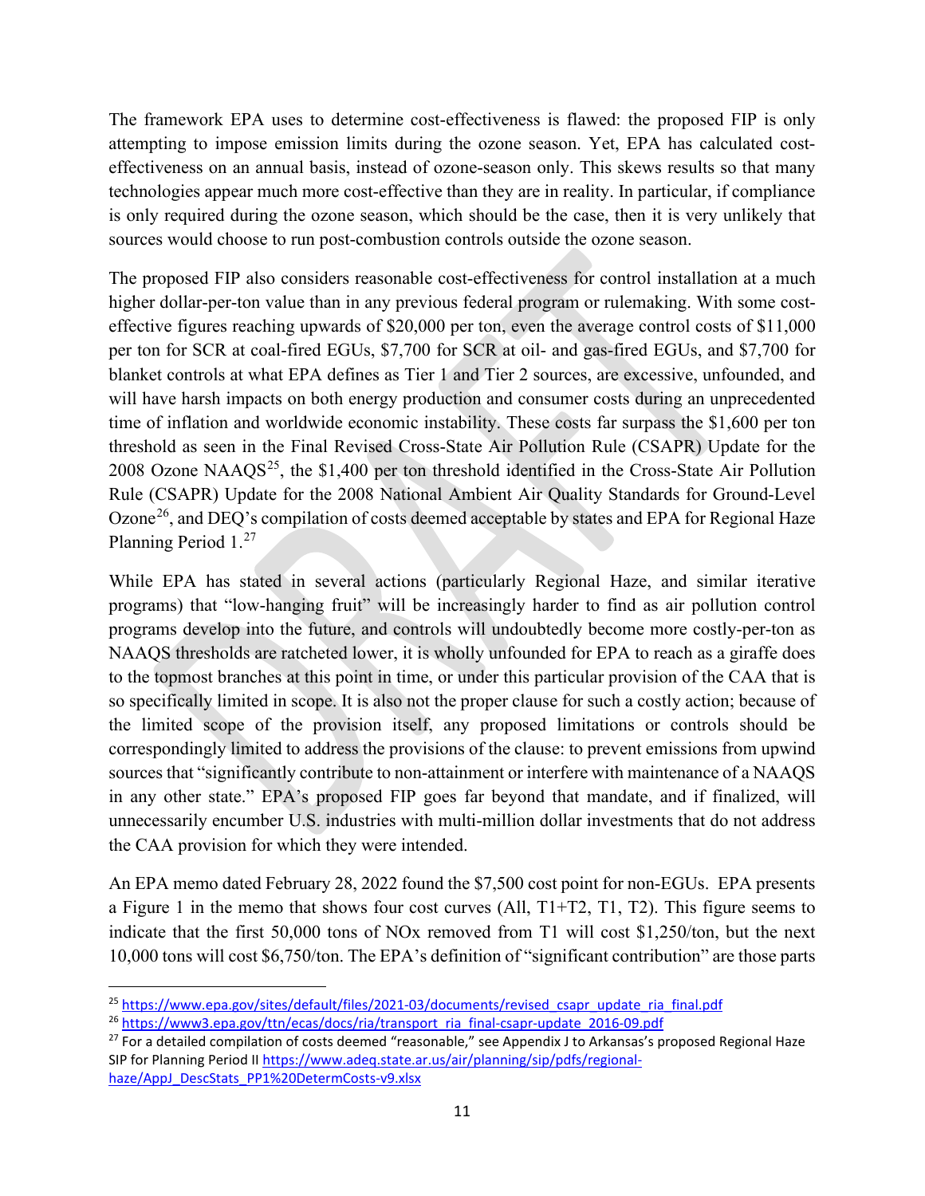The framework EPA uses to determine cost-effectiveness is flawed: the proposed FIP is only attempting to impose emission limits during the ozone season. Yet, EPA has calculated cost-effectiveness on an annual basis, instead of ozone-season only. This skews results so that many technologies appear much more cost-effective than they are in reality. In particular, if compliance is only required during the ozone season, which should be the case, then it is very unlikely that sources would choose to run post-combustion controls outside the ozone season.

The proposed FIP also considers reasonable cost-effectiveness for control installation at a much higher dollar-per-ton value than in any previous federal program or rulemaking. With some cost-effective figures reaching upwards of $20,000 per ton, even the average control costs of $11,000 per ton for SCR at coal-fired EGUs, $7,700 for SCR at oil- and gas-fired EGUs, and $7,700 for blanket controls at what EPA defines as Tier 1 and Tier 2 sources, are excessive, unfounded, and will have harsh impacts on both energy production and consumer costs during an unprecedented time of inflation and worldwide economic instability. These costs far surpass the $1,600 per ton threshold as seen in the Final Revised Cross-State Air Pollution Rule (CSAPR) Update for the 2008 Ozone NAAQS[25], the $1,400 per ton threshold identified in the Cross-State Air Pollution Rule (CSAPR) Update for the 2008 National Ambient Air Quality Standards for Ground-Level Ozone[26], and DEQ's compilation of costs deemed acceptable by states and EPA for Regional Haze Planning Period 1.[27]

While EPA has stated in several actions (particularly Regional Haze, and similar iterative programs) that "low-hanging fruit" will be increasingly harder to find as air pollution control programs develop into the future, and controls will undoubtedly become more costly-per-ton as NAAQS thresholds are ratcheted lower, it is wholly unfounded for EPA to reach as a giraffe does to the topmost branches at this point in time, or under this particular provision of the CAA that is so specifically limited in scope. It is also not the proper clause for such a costly action; because of the limited scope of the provision itself, any proposed limitations or controls should be correspondingly limited to address the provisions of the clause: to prevent emissions from upwind sources that "significantly contribute to non-attainment or interfere with maintenance of a NAAQS in any other state." EPA's proposed FIP goes far beyond that mandate, and if finalized, will unnecessarily encumber U.S. industries with multi-million dollar investments that do not address the CAA provision for which they were intended.

An EPA memo dated February 28, 2022 found the $7,500 cost point for non-EGUs. EPA presents a Figure 1 in the memo that shows four cost curves (All, T1+T2, T1, T2). This figure seems to indicate that the first 50,000 tons of NOx removed from T1 will cost $1,250/ton, but the next 10,000 tons will cost $6,750/ton. The EPA's definition of "significant contribution" are those parts

---

[25] https://www.epa.gov/sites/default/files/2021-03/documents/revised_csapr_update_ria_final.pdf

[26] https://www3.epa.gov/ttn/ecas/docs/ria/transport_ria_final-csapr-update_2016-09.pdf

[27] For a detailed compilation of costs deemed "reasonable," see Appendix J to Arkansas's proposed Regional Haze SIP for Planning Period II https://www.adeq.state.ar.us/air/planning/sip/pdfs/regional-haze/AppJ_DescStats_PP1%20DetermCosts-v9.xlsx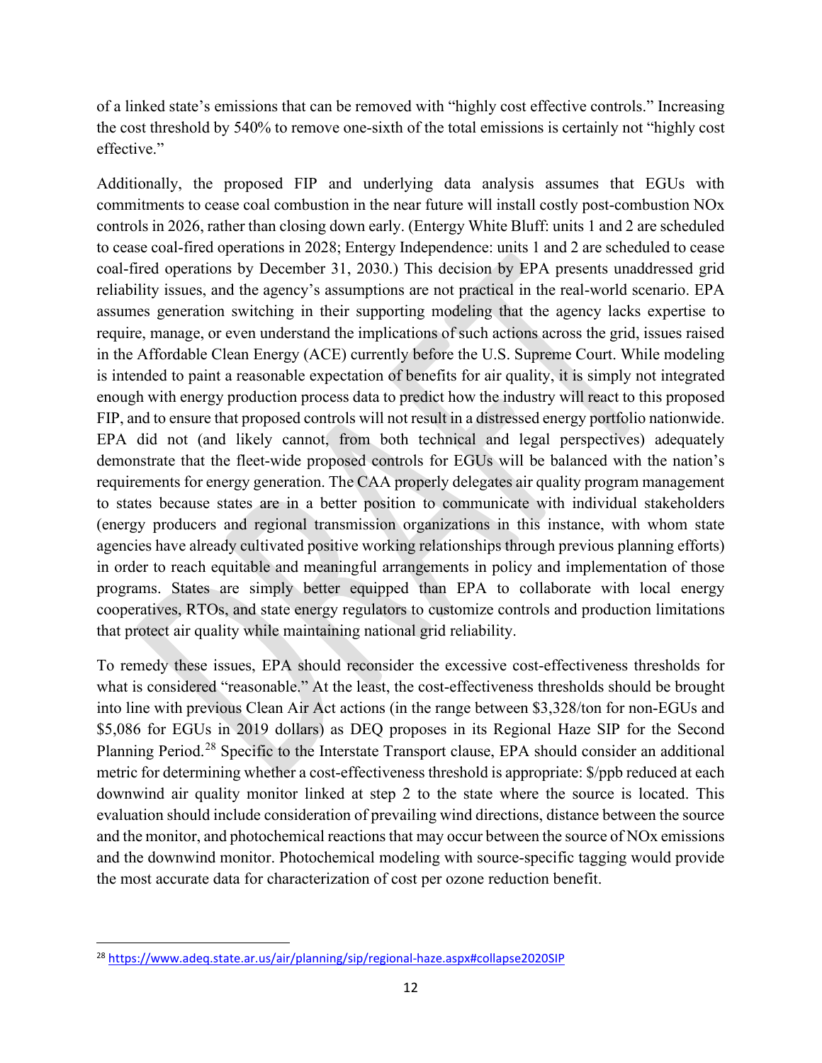of a linked state's emissions that can be removed with "highly cost effective controls." Increasing the cost threshold by 540% to remove one-sixth of the total emissions is certainly not "highly cost effective."

Additionally, the proposed FIP and underlying data analysis assumes that EGUs with commitments to cease coal combustion in the near future will install costly post-combustion NOx controls in 2026, rather than closing down early. (Entergy White Bluff: units 1 and 2 are scheduled to cease coal-fired operations in 2028; Entergy Independence: units 1 and 2 are scheduled to cease coal-fired operations by December 31, 2030.) This decision by EPA presents unaddressed grid reliability issues, and the agency's assumptions are not practical in the real-world scenario. EPA assumes generation switching in their supporting modeling that the agency lacks expertise to require, manage, or even understand the implications of such actions across the grid, issues raised in the Affordable Clean Energy (ACE) currently before the U.S. Supreme Court. While modeling is intended to paint a reasonable expectation of benefits for air quality, it is simply not integrated enough with energy production process data to predict how the industry will react to this proposed FIP, and to ensure that proposed controls will not result in a distressed energy portfolio nationwide. EPA did not (and likely cannot, from both technical and legal perspectives) adequately demonstrate that the fleet-wide proposed controls for EGUs will be balanced with the nation's requirements for energy generation. The CAA properly delegates air quality program management to states because states are in a better position to communicate with individual stakeholders (energy producers and regional transmission organizations in this instance, with whom state agencies have already cultivated positive working relationships through previous planning efforts) in order to reach equitable and meaningful arrangements in policy and implementation of those programs. States are simply better equipped than EPA to collaborate with local energy cooperatives, RTOs, and state energy regulators to customize controls and production limitations that protect air quality while maintaining national grid reliability.

To remedy these issues, EPA should reconsider the excessive cost-effectiveness thresholds for what is considered "reasonable." At the least, the cost-effectiveness thresholds should be brought into line with previous Clean Air Act actions (in the range between $3,328/ton for non-EGUs and $5,086 for EGUs in 2019 dollars) as DEQ proposes in its Regional Haze SIP for the Second Planning Period.[28] Specific to the Interstate Transport clause, EPA should consider an additional metric for determining whether a cost-effectiveness threshold is appropriate: $/ppb reduced at each downwind air quality monitor linked at step 2 to the state where the source is located. This evaluation should include consideration of prevailing wind directions, distance between the source and the monitor, and photochemical reactions that may occur between the source of NOx emissions and the downwind monitor. Photochemical modeling with source-specific tagging would provide the most accurate data for characterization of cost per ozone reduction benefit.

---

[28] https://www.adeq.state.ar.us/air/planning/sip/regional-haze.aspx#collapse2020SIP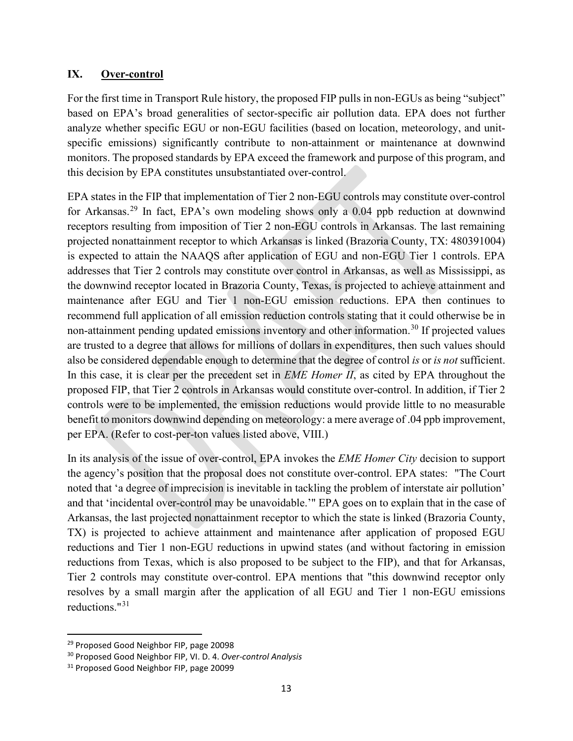## IX. Over-control

For the first time in Transport Rule history, the proposed FIP pulls in non-EGUs as being "subject" based on EPA's broad generalities of sector-specific air pollution data. EPA does not further analyze whether specific EGU or non-EGU facilities (based on location, meteorology, and unit-specific emissions) significantly contribute to non-attainment or maintenance at downwind monitors. The proposed standards by EPA exceed the framework and purpose of this program, and this decision by EPA constitutes unsubstantiated over-control.

EPA states in the FIP that implementation of Tier 2 non-EGU controls may constitute over-control for Arkansas.[29] In fact, EPA's own modeling shows only a 0.04 ppb reduction at downwind receptors resulting from imposition of Tier 2 non-EGU controls in Arkansas. The last remaining projected nonattainment receptor to which Arkansas is linked (Brazoria County, TX: 480391004) is expected to attain the NAAQS after application of EGU and non-EGU Tier 1 controls. EPA addresses that Tier 2 controls may constitute over control in Arkansas, as well as Mississippi, as the downwind receptor located in Brazoria County, Texas, is projected to achieve attainment and maintenance after EGU and Tier 1 non-EGU emission reductions. EPA then continues to recommend full application of all emission reduction controls stating that it could otherwise be in non-attainment pending updated emissions inventory and other information.[30] If projected values are trusted to a degree that allows for millions of dollars in expenditures, then such values should also be considered dependable enough to determine that the degree of control *is* or *is not* sufficient. In this case, it is clear per the precedent set in *EME Homer II*, as cited by EPA throughout the proposed FIP, that Tier 2 controls in Arkansas would constitute over-control. In addition, if Tier 2 controls were to be implemented, the emission reductions would provide little to no measurable benefit to monitors downwind depending on meteorology: a mere average of .04 ppb improvement, per EPA. (Refer to cost-per-ton values listed above, VIII.)

In its analysis of the issue of over-control, EPA invokes the *EME Homer City* decision to support the agency's position that the proposal does not constitute over-control. EPA states: "The Court noted that 'a degree of imprecision is inevitable in tackling the problem of interstate air pollution' and that 'incidental over-control may be unavoidable.'" EPA goes on to explain that in the case of Arkansas, the last projected nonattainment receptor to which the state is linked (Brazoria County, TX) is projected to achieve attainment and maintenance after application of proposed EGU reductions and Tier 1 non-EGU reductions in upwind states (and without factoring in emission reductions from Texas, which is also proposed to be subject to the FIP), and that for Arkansas, Tier 2 controls may constitute over-control. EPA mentions that "this downwind receptor only resolves by a small margin after the application of all EGU and Tier 1 non-EGU emissions reductions."[31]

---

[29] Proposed Good Neighbor FIP, page 20098

[30] Proposed Good Neighbor FIP, VI. D. 4. *Over-control Analysis*

[31] Proposed Good Neighbor FIP, page 20099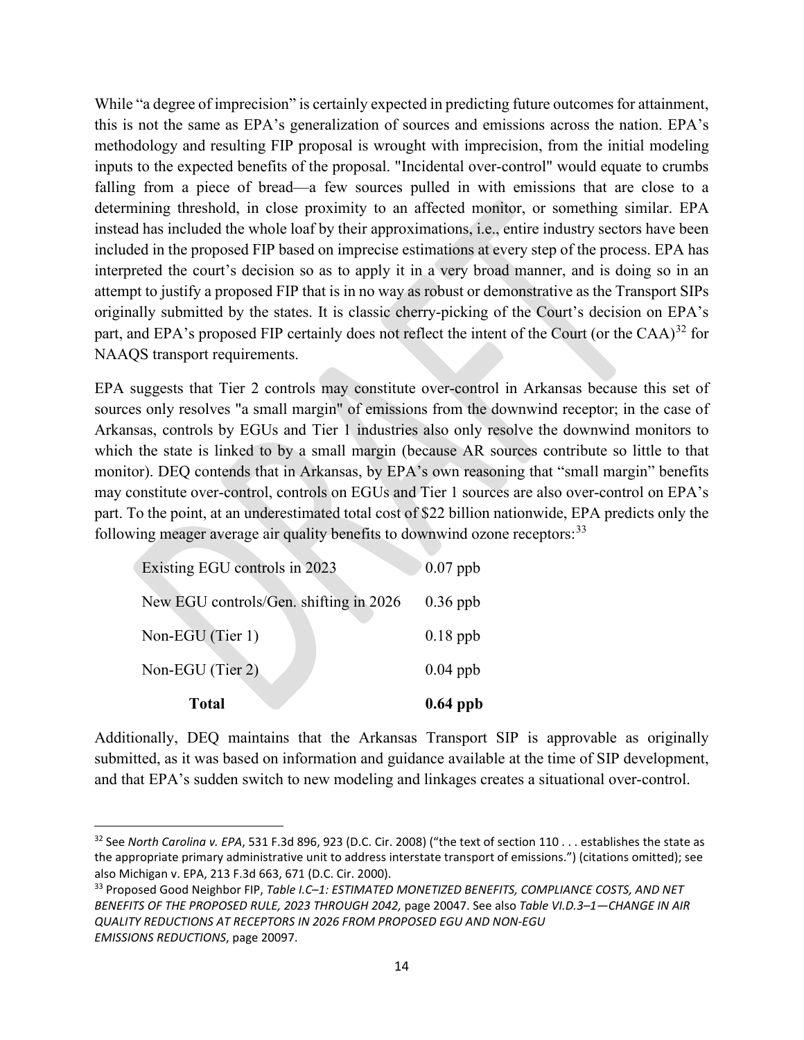While "a degree of imprecision" is certainly expected in predicting future outcomes for attainment, this is not the same as EPA's generalization of sources and emissions across the nation. EPA's methodology and resulting FIP proposal is wrought with imprecision, from the initial modeling inputs to the expected benefits of the proposal. "Incidental over-control" would equate to crumbs falling from a piece of bread—a few sources pulled in with emissions that are close to a determining threshold, in close proximity to an affected monitor, or something similar. EPA instead has included the whole loaf by their approximations, i.e., entire industry sectors have been included in the proposed FIP based on imprecise estimations at every step of the process. EPA has interpreted the court's decision so as to apply it in a very broad manner, and is doing so in an attempt to justify a proposed FIP that is in no way as robust or demonstrative as the Transport SIPs originally submitted by the states. It is classic cherry-picking of the Court's decision on EPA's part, and EPA's proposed FIP certainly does not reflect the intent of the Court (or the CAA)[32] for NAAQS transport requirements.

EPA suggests that Tier 2 controls may constitute over-control in Arkansas because this set of sources only resolves "a small margin" of emissions from the downwind receptor; in the case of Arkansas, controls by EGUs and Tier 1 industries also only resolve the downwind monitors to which the state is linked to by a small margin (because AR sources contribute so little to that monitor). DEQ contends that in Arkansas, by EPA's own reasoning that "small margin" benefits may constitute over-control, controls on EGUs and Tier 1 sources are also over-control on EPA's part. To the point, at an underestimated total cost of $22 billion nationwide, EPA predicts only the following meager average air quality benefits to downwind ozone receptors:[33]

| | |
|---|---|
| Existing EGU controls in 2023 | 0.07 ppb |
| New EGU controls/Gen. shifting in 2026 | 0.36 ppb |
| Non-EGU (Tier 1) | 0.18 ppb |
| Non-EGU (Tier 2) | 0.04 ppb |
| **Total** | **0.64 ppb** |

Additionally, DEQ maintains that the Arkansas Transport SIP is approvable as originally submitted, as it was based on information and guidance available at the time of SIP development, and that EPA's sudden switch to new modeling and linkages creates a situational over-control.

---

[32] See *North Carolina v. EPA*, 531 F.3d 896, 923 (D.C. Cir. 2008) ("the text of section 110 . . . establishes the state as the appropriate primary administrative unit to address interstate transport of emissions.") (citations omitted); see also Michigan v. EPA, 213 F.3d 663, 671 (D.C. Cir. 2000).

[33] Proposed Good Neighbor FIP, *Table I.C–1: ESTIMATED MONETIZED BENEFITS, COMPLIANCE COSTS, AND NET BENEFITS OF THE PROPOSED RULE, 2023 THROUGH 2042,* page 20047. See also *Table VI.D.3–1—CHANGE IN AIR QUALITY REDUCTIONS AT RECEPTORS IN 2026 FROM PROPOSED EGU AND NON-EGU EMISSIONS REDUCTIONS*, page 20097.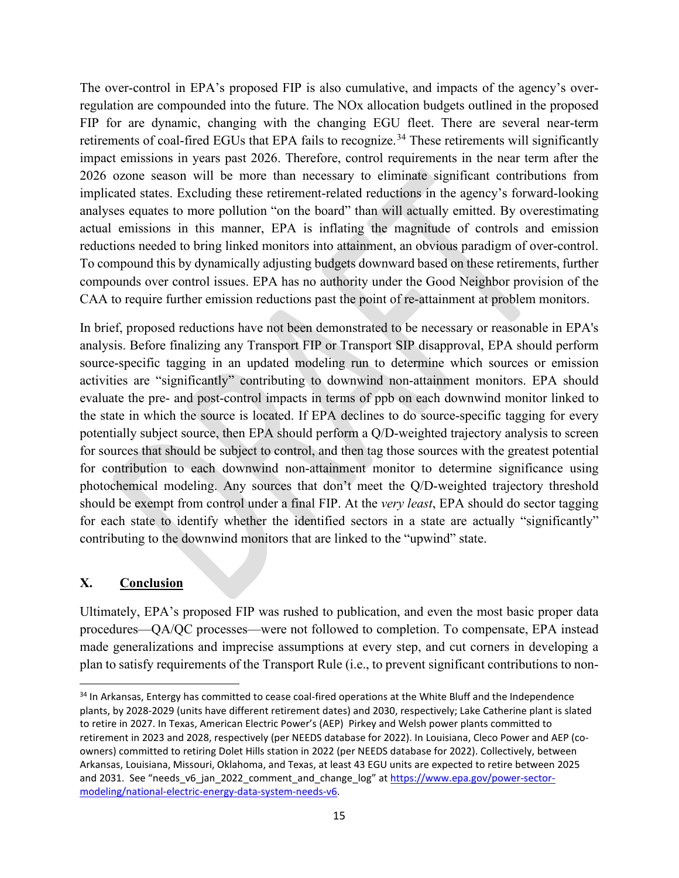The over-control in EPA's proposed FIP is also cumulative, and impacts of the agency's over-regulation are compounded into the future. The NOx allocation budgets outlined in the proposed FIP for are dynamic, changing with the changing EGU fleet. There are several near-term retirements of coal-fired EGUs that EPA fails to recognize.[34] These retirements will significantly impact emissions in years past 2026. Therefore, control requirements in the near term after the 2026 ozone season will be more than necessary to eliminate significant contributions from implicated states. Excluding these retirement-related reductions in the agency's forward-looking analyses equates to more pollution "on the board" than will actually emitted. By overestimating actual emissions in this manner, EPA is inflating the magnitude of controls and emission reductions needed to bring linked monitors into attainment, an obvious paradigm of over-control. To compound this by dynamically adjusting budgets downward based on these retirements, further compounds over control issues. EPA has no authority under the Good Neighbor provision of the CAA to require further emission reductions past the point of re-attainment at problem monitors.

In brief, proposed reductions have not been demonstrated to be necessary or reasonable in EPA's analysis. Before finalizing any Transport FIP or Transport SIP disapproval, EPA should perform source-specific tagging in an updated modeling run to determine which sources or emission activities are "significantly" contributing to downwind non-attainment monitors. EPA should evaluate the pre- and post-control impacts in terms of ppb on each downwind monitor linked to the state in which the source is located. If EPA declines to do source-specific tagging for every potentially subject source, then EPA should perform a Q/D-weighted trajectory analysis to screen for sources that should be subject to control, and then tag those sources with the greatest potential for contribution to each downwind non-attainment monitor to determine significance using photochemical modeling. Any sources that don't meet the Q/D-weighted trajectory threshold should be exempt from control under a final FIP. At the *very least*, EPA should do sector tagging for each state to identify whether the identified sectors in a state are actually "significantly" contributing to the downwind monitors that are linked to the "upwind" state.

## X. Conclusion

Ultimately, EPA's proposed FIP was rushed to publication, and even the most basic proper data procedures—QA/QC processes—were not followed to completion. To compensate, EPA instead made generalizations and imprecise assumptions at every step, and cut corners in developing a plan to satisfy requirements of the Transport Rule (i.e., to prevent significant contributions to non-

---

[34] In Arkansas, Entergy has committed to cease coal-fired operations at the White Bluff and the Independence plants, by 2028-2029 (units have different retirement dates) and 2030, respectively; Lake Catherine plant is slated to retire in 2027. In Texas, American Electric Power's (AEP) Pirkey and Welsh power plants committed to retirement in 2023 and 2028, respectively (per NEEDS database for 2022). In Louisiana, Cleco Power and AEP (co-owners) committed to retiring Dolet Hills station in 2022 (per NEEDS database for 2022). Collectively, between Arkansas, Louisiana, Missouri, Oklahoma, and Texas, at least 43 EGU units are expected to retire between 2025 and 2031. See "needs_v6_jan_2022_comment_and_change_log" at https://www.epa.gov/power-sector-modeling/national-electric-energy-data-system-needs-v6.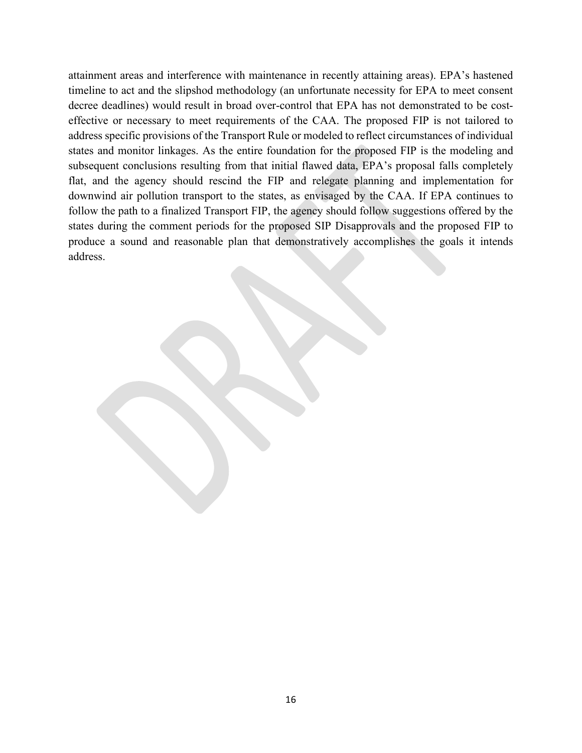attainment areas and interference with maintenance in recently attaining areas). EPA's hastened timeline to act and the slipshod methodology (an unfortunate necessity for EPA to meet consent decree deadlines) would result in broad over-control that EPA has not demonstrated to be cost-effective or necessary to meet requirements of the CAA. The proposed FIP is not tailored to address specific provisions of the Transport Rule or modeled to reflect circumstances of individual states and monitor linkages. As the entire foundation for the proposed FIP is the modeling and subsequent conclusions resulting from that initial flawed data, EPA's proposal falls completely flat, and the agency should rescind the FIP and relegate planning and implementation for downwind air pollution transport to the states, as envisaged by the CAA. If EPA continues to follow the path to a finalized Transport FIP, the agency should follow suggestions offered by the states during the comment periods for the proposed SIP Disapprovals and the proposed FIP to produce a sound and reasonable plan that demonstratively accomplishes the goals it intends address.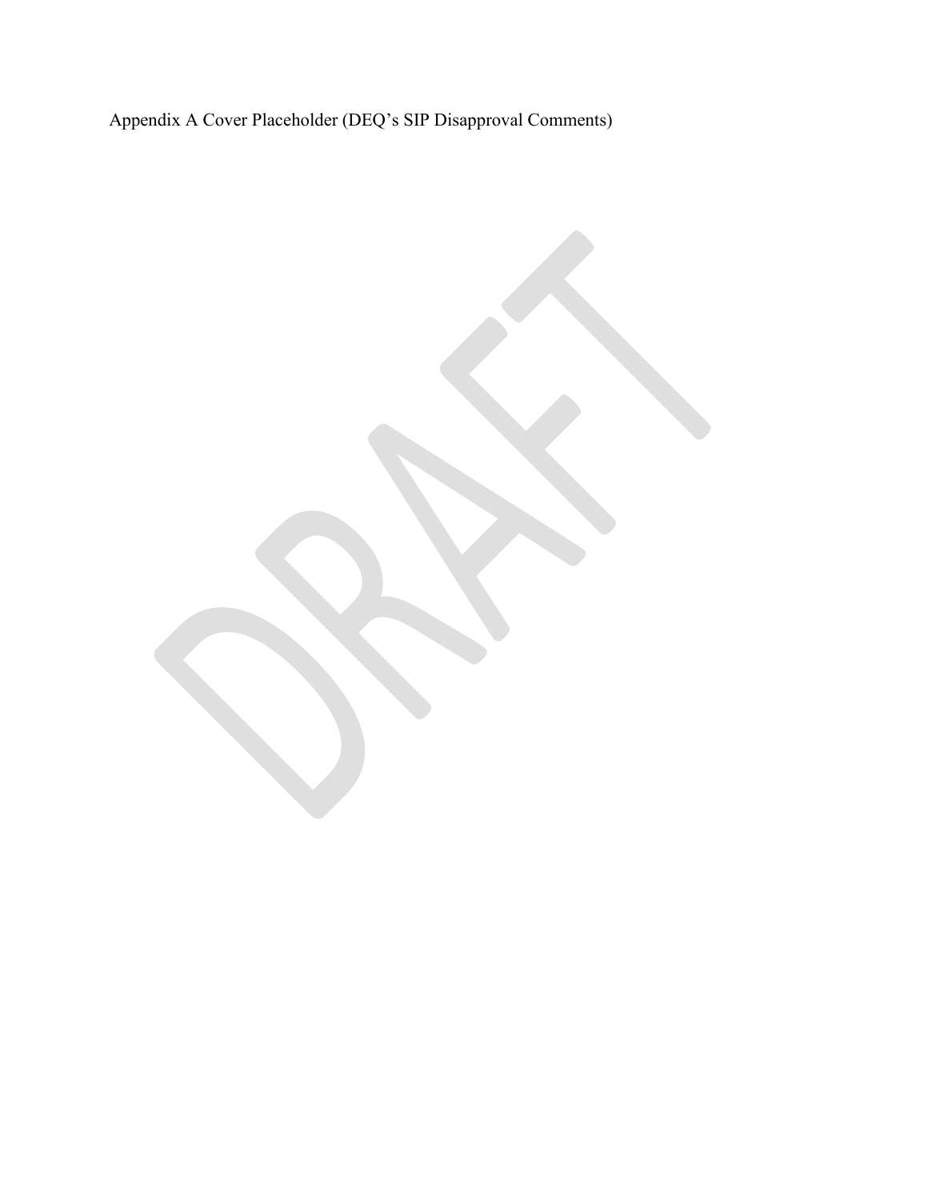Appendix A Cover Placeholder (DEQ's SIP Disapproval Comments)